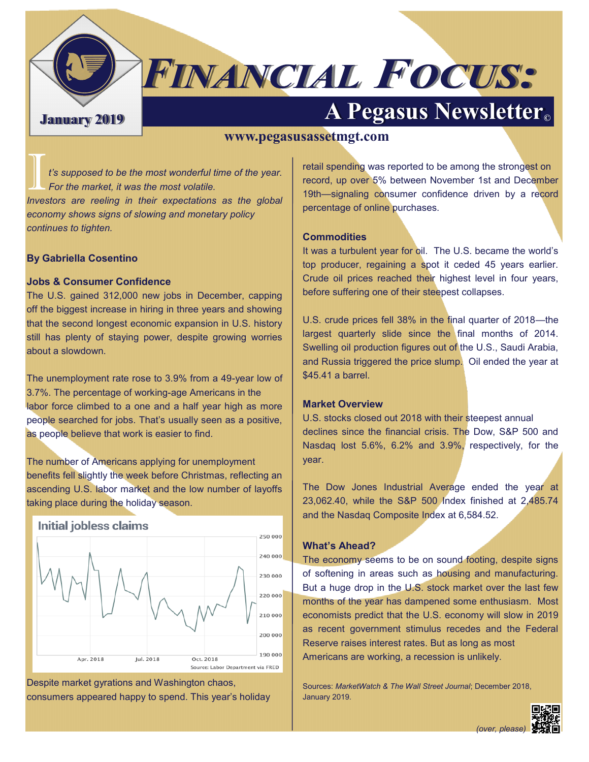# FINANCIAL FOCUS:

## A Pegasus Newsletter©

**January 2019**

**www.pegasusassetmgt.com**

*It's supposed to be the most wonderful time of the year. For the market, it was the most volatile. Investors are reeling in their expectations as the global economy shows signs of slowing and monetary policy continues to tighten.*

**By Gabriella Cosentino**

### Jobs & Consumer Confidence

The U.S. gained 312,000 new jobs in December, capping off the biggest increase in hiring in three years and showing that the second longest economic expansion in U.S. history still has plenty of staying power, despite growing worries about a slowdown.

The unemployment rate rose to 3.9% from a 49-year low of 3.7%. The percentage of working-age Americans in the labor force climbed to a one and a half year high as more people searched for jobs. That's usually seen as a positive, as people believe that work is easier to find.

The number of Americans applying for unemployment benefits fell slightly the week before Christmas, reflecting an ascending U.S. labor market and the low number of layoffs taking place during the holiday season.

Initial jobless claims

Source: Labor Department via FRED

Despite market gyrations and Washington chaos, consumers appeared happy to spend. This year's holiday retail spending was reported to be among the strongest on record, up over 5% between November 1st and December 19th—signaling consumer confidence driven by a record percentage of online purchases.

### Commodities

It was a turbulent year for oil. The U.S. became the world's top producer, regaining a spot it ceded 45 years earlier. Crude oil prices reached their highest level in four years, before suffering one of their steepest collapses.

U.S. crude prices fell 38% in the final quarter of 2018—the largest quarterly slide since the final months of 2014. Swelling oil production figures out of the U.S., Saudi Arabia, and Russia triggered the price slump. Oil ended the year at $45.41 a barrel.

### Market Overview

U.S. stocks closed out 2018 with their steepest annual declines since the financial crisis. The Dow, S&P 500 and Nasdaq lost 5.6%, 6.2% and 3.9%, respectively, for the year.

The Dow Jones Industrial Average ended the year at 23,062.40, while the S&P 500 Index finished at 2,485.74 and the Nasdaq Composite Index at 6,584.52.

### What's Ahead?

The economy seems to be on sound footing, despite signs of softening in areas such as housing and manufacturing. But a huge drop in the U.S. stock market over the last few months of the year has dampened some enthusiasm. Most economists predict that the U.S. economy will slow in 2019 as recent government stimulus recedes and the Federal Reserve raises interest rates. But as long as most Americans are working, a recession is unlikely.

Sources: *MarketWatch & The Wall Street Journal*; December 2018, January 2019.

*(over, please)*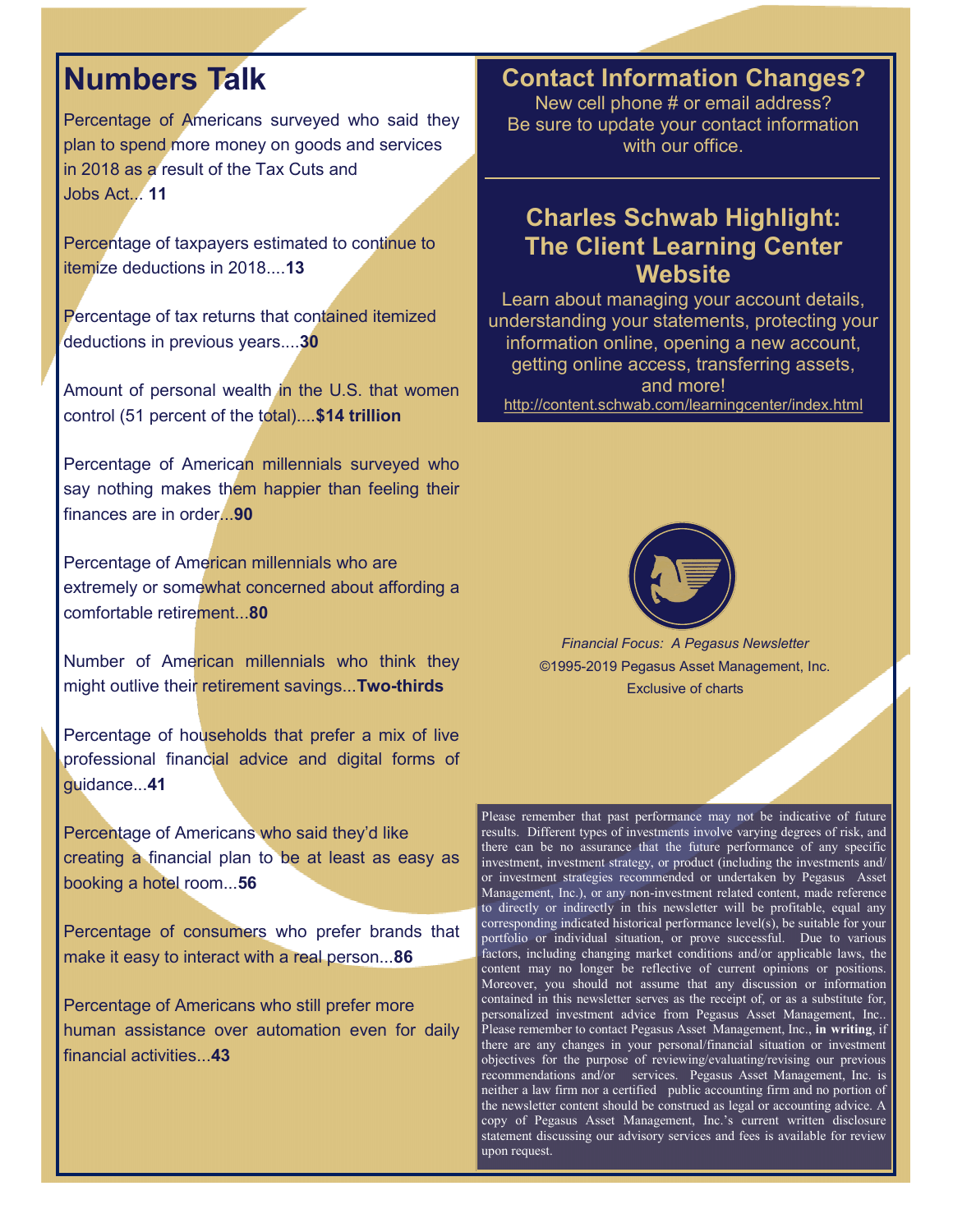# Numbers Talk

Percentage of Americans surveyed who said they plan to spend more money on goods and services in 2018 as a result of the Tax Cuts and Jobs Act... **11**

Percentage of taxpayers estimated to continue to itemize deductions in 2018....**13**

Percentage of tax returns that contained itemized deductions in previous years....**30**

Amount of personal wealth in the U.S. that women control (51 percent of the total)....**$14 trillion**

Percentage of American millennials surveyed who say nothing makes them happier than feeling their finances are in order...**90**

Percentage of American millennials who are extremely or somewhat concerned about affording a comfortable retirement...**80**

Number of American millennials who think they might outlive their retirement savings...**Two-thirds**

Percentage of households that prefer a mix of live professional financial advice and digital forms of guidance...**41**

Percentage of Americans who said they'd like creating a financial plan to be at least as easy as booking a hotel room...**56**

Percentage of consumers who prefer brands that make it easy to interact with a real person...**86**

Percentage of Americans who still prefer more human assistance over automation even for daily financial activities...**43**

## Contact Information Changes?

New cell phone # or email address?
Be sure to update your contact information with our office.

## Charles Schwab Highlight: The Client Learning Center Website

Learn about managing your account details, understanding your statements, protecting your information online, opening a new account, getting online access, transferring assets, and more!

http://content.schwab.com/learningcenter/index.html

*Financial Focus: A Pegasus Newsletter*

©1995-2019 Pegasus Asset Management, Inc.

Exclusive of charts

Please remember that past performance may not be indicative of future results. Different types of investments involve varying degrees of risk, and there can be no assurance that the future performance of any specific investment, investment strategy, or product (including the investments and/or investment strategies recommended or undertaken by Pegasus Asset Management, Inc.), or any non-investment related content, made reference to directly or indirectly in this newsletter will be profitable, equal any corresponding indicated historical performance level(s), be suitable for your portfolio or individual situation, or prove successful. Due to various factors, including changing market conditions and/or applicable laws, the content may no longer be reflective of current opinions or positions. Moreover, you should not assume that any discussion or information contained in this newsletter serves as the receipt of, or as a substitute for, personalized investment advice from Pegasus Asset Management, Inc.. Please remember to contact Pegasus Asset Management, Inc., **in writing**, if there are any changes in your personal/financial situation or investment objectives for the purpose of reviewing/evaluating/revising our previous recommendations and/or services. Pegasus Asset Management, Inc. is neither a law firm nor a certified public accounting firm and no portion of the newsletter content should be construed as legal or accounting advice. A copy of Pegasus Asset Management, Inc.'s current written disclosure statement discussing our advisory services and fees is available for review upon request.